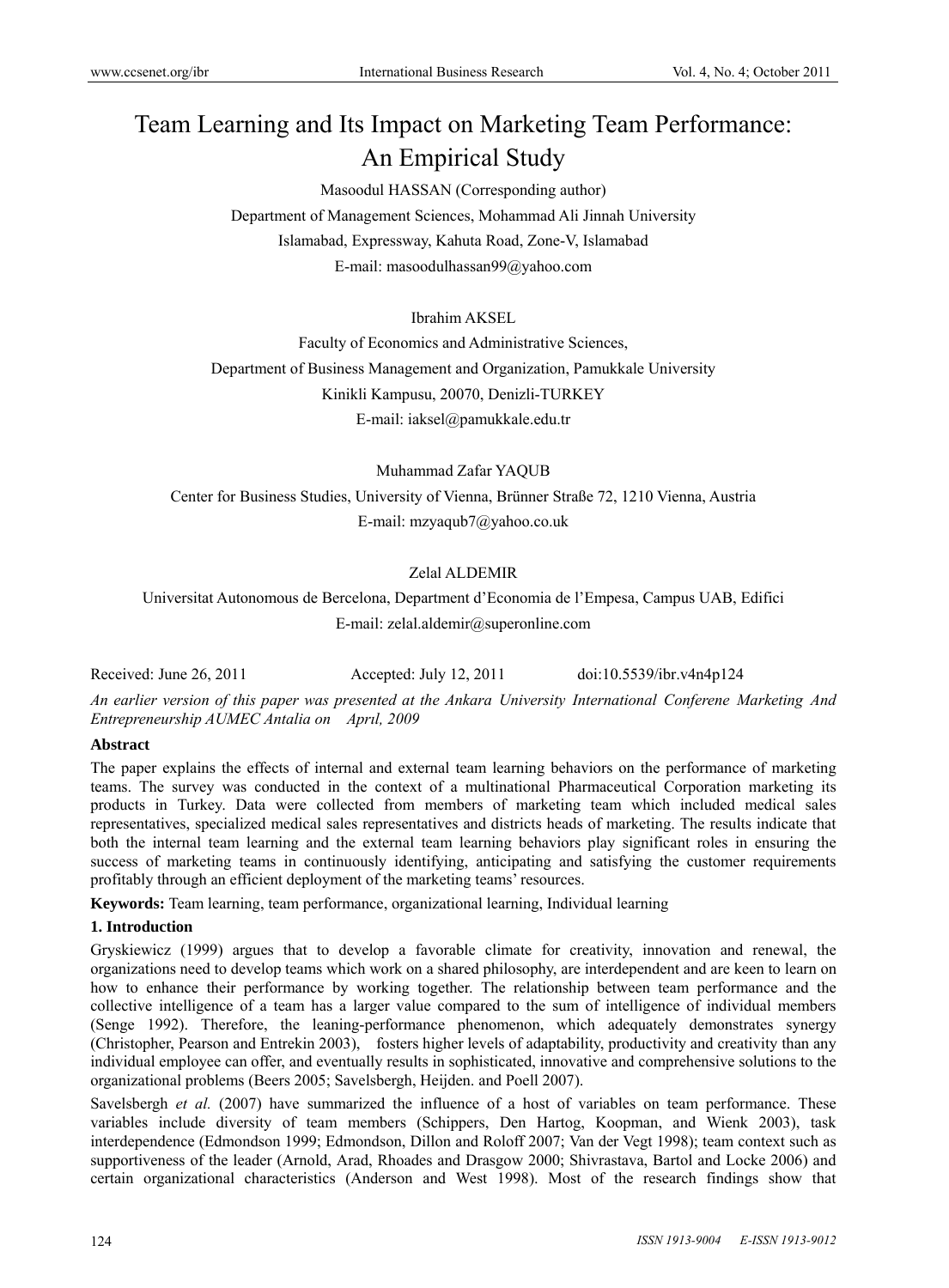# Team Learning and Its Impact on Marketing Team Performance: An Empirical Study

Masoodul HASSAN (Corresponding author)

Department of Management Sciences, Mohammad Ali Jinnah University

Islamabad, Expressway, Kahuta Road, Zone-V, Islamabad

E-mail: masoodulhassan99@yahoo.com

Ibrahim AKSEL

Faculty of Economics and Administrative Sciences,

Department of Business Management and Organization, Pamukkale University

Kinikli Kampusu, 20070, Denizli-TURKEY

E-mail: iaksel@pamukkale.edu.tr

Muhammad Zafar YAQUB

Center for Business Studies, University of Vienna, Brünner Straße 72, 1210 Vienna, Austria

E-mail: mzyaqub7@yahoo.co.uk

Zelal ALDEMIR

Universitat Autonomous de Bercelona, Department d'Economia de l'Empesa, Campus UAB, Edifici

E-mail: zelal.aldemir@superonline.com

Received: June 26, 2011 Accepted: July 12, 2011 doi:10.5539/ibr.v4n4p124

*An earlier version of this paper was presented at the Ankara University International Conferene Marketing And Entrepreneurship AUMEC Antalia on April, 2009*

**Abstract**

The paper explains the effects of internal and external team learning behaviors on the performance of marketing teams. The survey was conducted in the context of a multinational Pharmaceutical Corporation marketing its products in Turkey. Data were collected from members of marketing team which included medical sales representatives, specialized medical sales representatives and districts heads of marketing. The results indicate that both the internal team learning and the external team learning behaviors play significant roles in ensuring the success of marketing teams in continuously identifying, anticipating and satisfying the customer requirements profitably through an efficient deployment of the marketing teams' resources.

**Keywords:** Team learning, team performance, organizational learning, Individual learning

## 1. Introduction

Gryskiewicz (1999) argues that to develop a favorable climate for creativity, innovation and renewal, the organizations need to develop teams which work on a shared philosophy, are interdependent and are keen to learn on how to enhance their performance by working together. The relationship between team performance and the collective intelligence of a team has a larger value compared to the sum of intelligence of individual members (Senge 1992). Therefore, the leaning-performance phenomenon, which adequately demonstrates synergy (Christopher, Pearson and Entrekin 2003), fosters higher levels of adaptability, productivity and creativity than any individual employee can offer, and eventually results in sophisticated, innovative and comprehensive solutions to the organizational problems (Beers 2005; Savelsbergh, Heijden. and Poell 2007).

Savelsbergh *et al.* (2007) have summarized the influence of a host of variables on team performance. These variables include diversity of team members (Schippers, Den Hartog, Koopman, and Wienk 2003), task interdependence (Edmondson 1999; Edmondson, Dillon and Roloff 2007; Van der Vegt 1998); team context such as supportiveness of the leader (Arnold, Arad, Rhoades and Drasgow 2000; Shivrastava, Bartol and Locke 2006) and certain organizational characteristics (Anderson and West 1998). Most of the research findings show that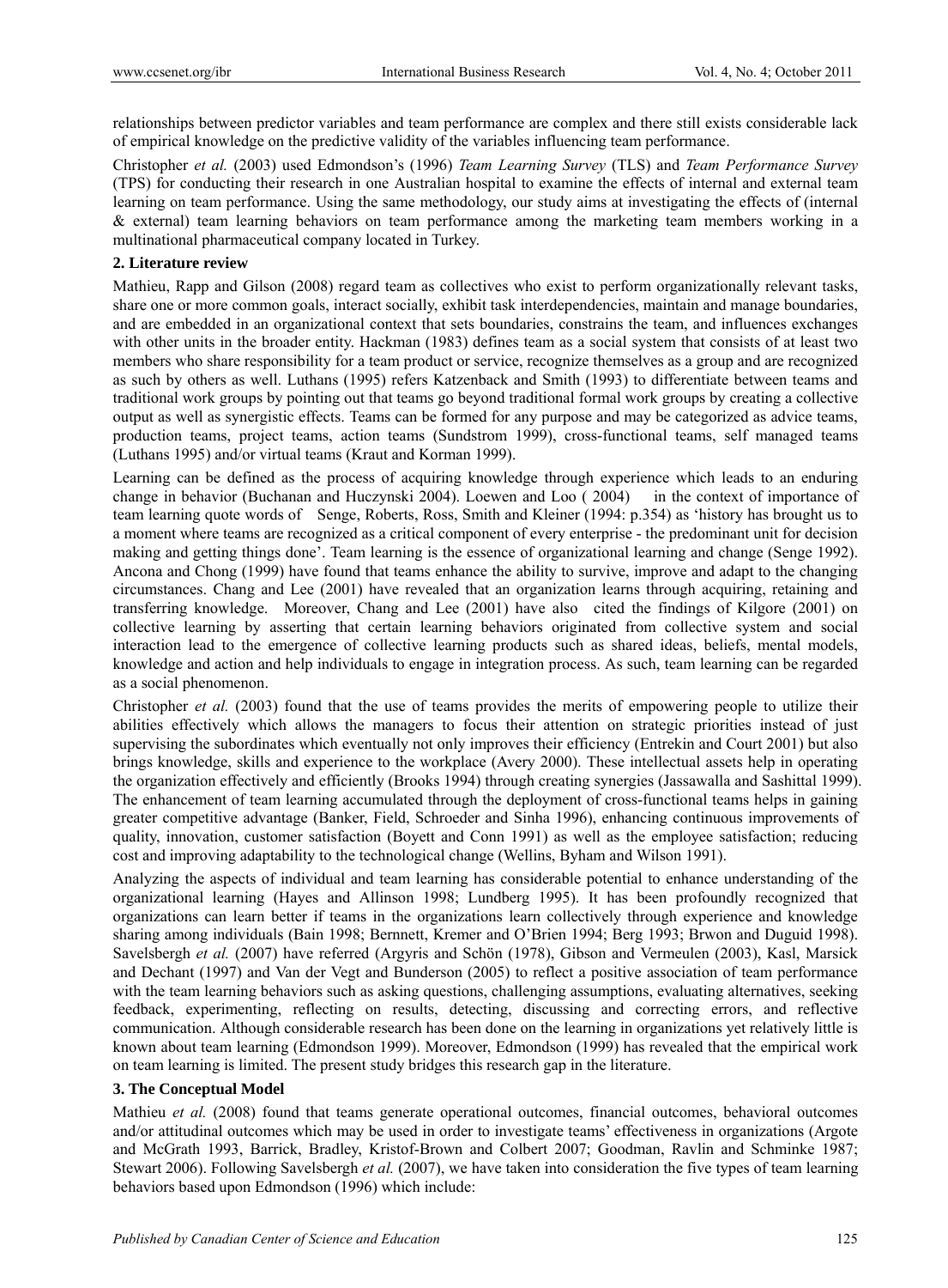relationships between predictor variables and team performance are complex and there still exists considerable lack of empirical knowledge on the predictive validity of the variables influencing team performance.

Christopher *et al.* (2003) used Edmondson's (1996) *Team Learning Survey* (TLS) and *Team Performance Survey* (TPS) for conducting their research in one Australian hospital to examine the effects of internal and external team learning on team performance. Using the same methodology, our study aims at investigating the effects of (internal & external) team learning behaviors on team performance among the marketing team members working in a multinational pharmaceutical company located in Turkey.

## 2. Literature review

Mathieu, Rapp and Gilson (2008) regard team as collectives who exist to perform organizationally relevant tasks, share one or more common goals, interact socially, exhibit task interdependencies, maintain and manage boundaries, and are embedded in an organizational context that sets boundaries, constrains the team, and influences exchanges with other units in the broader entity. Hackman (1983) defines team as a social system that consists of at least two members who share responsibility for a team product or service, recognize themselves as a group and are recognized as such by others as well. Luthans (1995) refers Katzenback and Smith (1993) to differentiate between teams and traditional work groups by pointing out that teams go beyond traditional formal work groups by creating a collective output as well as synergistic effects. Teams can be formed for any purpose and may be categorized as advice teams, production teams, project teams, action teams (Sundstrom 1999), cross-functional teams, self managed teams (Luthans 1995) and/or virtual teams (Kraut and Korman 1999).

Learning can be defined as the process of acquiring knowledge through experience which leads to an enduring change in behavior (Buchanan and Huczynski 2004). Loewen and Loo ( 2004) in the context of importance of team learning quote words of Senge, Roberts, Ross, Smith and Kleiner (1994: p.354) as 'history has brought us to a moment where teams are recognized as a critical component of every enterprise - the predominant unit for decision making and getting things done'. Team learning is the essence of organizational learning and change (Senge 1992). Ancona and Chong (1999) have found that teams enhance the ability to survive, improve and adapt to the changing circumstances. Chang and Lee (2001) have revealed that an organization learns through acquiring, retaining and transferring knowledge. Moreover, Chang and Lee (2001) have also cited the findings of Kilgore (2001) on collective learning by asserting that certain learning behaviors originated from collective system and social interaction lead to the emergence of collective learning products such as shared ideas, beliefs, mental models, knowledge and action and help individuals to engage in integration process. As such, team learning can be regarded as a social phenomenon.

Christopher *et al.* (2003) found that the use of teams provides the merits of empowering people to utilize their abilities effectively which allows the managers to focus their attention on strategic priorities instead of just supervising the subordinates which eventually not only improves their efficiency (Entrekin and Court 2001) but also brings knowledge, skills and experience to the workplace (Avery 2000). These intellectual assets help in operating the organization effectively and efficiently (Brooks 1994) through creating synergies (Jassawalla and Sashittal 1999). The enhancement of team learning accumulated through the deployment of cross-functional teams helps in gaining greater competitive advantage (Banker, Field, Schroeder and Sinha 1996), enhancing continuous improvements of quality, innovation, customer satisfaction (Boyett and Conn 1991) as well as the employee satisfaction; reducing cost and improving adaptability to the technological change (Wellins, Byham and Wilson 1991).

Analyzing the aspects of individual and team learning has considerable potential to enhance understanding of the organizational learning (Hayes and Allinson 1998; Lundberg 1995). It has been profoundly recognized that organizations can learn better if teams in the organizations learn collectively through experience and knowledge sharing among individuals (Bain 1998; Bernnett, Kremer and O'Brien 1994; Berg 1993; Brwon and Duguid 1998). Savelsbergh *et al.* (2007) have referred (Argyris and Schön (1978), Gibson and Vermeulen (2003), Kasl, Marsick and Dechant (1997) and Van der Vegt and Bunderson (2005) to reflect a positive association of team performance with the team learning behaviors such as asking questions, challenging assumptions, evaluating alternatives, seeking feedback, experimenting, reflecting on results, detecting, discussing and correcting errors, and reflective communication. Although considerable research has been done on the learning in organizations yet relatively little is known about team learning (Edmondson 1999). Moreover, Edmondson (1999) has revealed that the empirical work on team learning is limited. The present study bridges this research gap in the literature.

## 3. The Conceptual Model

Mathieu *et al.* (2008) found that teams generate operational outcomes, financial outcomes, behavioral outcomes and/or attitudinal outcomes which may be used in order to investigate teams' effectiveness in organizations (Argote and McGrath 1993, Barrick, Bradley, Kristof-Brown and Colbert 2007; Goodman, Ravlin and Schminke 1987; Stewart 2006). Following Savelsbergh *et al.* (2007), we have taken into consideration the five types of team learning behaviors based upon Edmondson (1996) which include: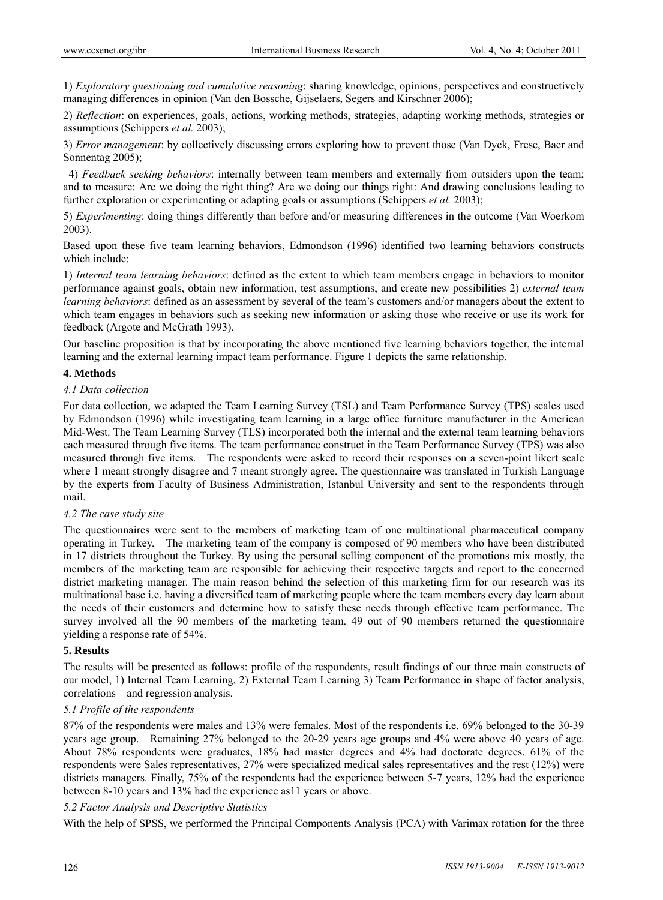1) *Exploratory questioning and cumulative reasoning*: sharing knowledge, opinions, perspectives and constructively managing differences in opinion (Van den Bossche, Gijselaers, Segers and Kirschner 2006);

2) *Reflection*: on experiences, goals, actions, working methods, strategies, adapting working methods, strategies or assumptions (Schippers *et al.* 2003);

3) *Error management*: by collectively discussing errors exploring how to prevent those (Van Dyck, Frese, Baer and Sonnentag 2005);

4) *Feedback seeking behaviors*: internally between team members and externally from outsiders upon the team; and to measure: Are we doing the right thing? Are we doing our things right: And drawing conclusions leading to further exploration or experimenting or adapting goals or assumptions (Schippers *et al.* 2003);

5) *Experimenting*: doing things differently than before and/or measuring differences in the outcome (Van Woerkom 2003).

Based upon these five team learning behaviors, Edmondson (1996) identified two learning behaviors constructs which include:

1) *Internal team learning behaviors*: defined as the extent to which team members engage in behaviors to monitor performance against goals, obtain new information, test assumptions, and create new possibilities 2) *external team learning behaviors*: defined as an assessment by several of the team's customers and/or managers about the extent to which team engages in behaviors such as seeking new information or asking those who receive or use its work for feedback (Argote and McGrath 1993).

Our baseline proposition is that by incorporating the above mentioned five learning behaviors together, the internal learning and the external learning impact team performance. Figure 1 depicts the same relationship.

## 4. Methods

### *4.1 Data collection*

For data collection, we adapted the Team Learning Survey (TSL) and Team Performance Survey (TPS) scales used by Edmondson (1996) while investigating team learning in a large office furniture manufacturer in the American Mid-West. The Team Learning Survey (TLS) incorporated both the internal and the external team learning behaviors each measured through five items. The team performance construct in the Team Performance Survey (TPS) was also measured through five items. The respondents were asked to record their responses on a seven-point likert scale where 1 meant strongly disagree and 7 meant strongly agree. The questionnaire was translated in Turkish Language by the experts from Faculty of Business Administration, Istanbul University and sent to the respondents through mail.

### *4.2 The case study site*

The questionnaires were sent to the members of marketing team of one multinational pharmaceutical company operating in Turkey. The marketing team of the company is composed of 90 members who have been distributed in 17 districts throughout the Turkey. By using the personal selling component of the promotions mix mostly, the members of the marketing team are responsible for achieving their respective targets and report to the concerned district marketing manager. The main reason behind the selection of this marketing firm for our research was its multinational base i.e. having a diversified team of marketing people where the team members every day learn about the needs of their customers and determine how to satisfy these needs through effective team performance. The survey involved all the 90 members of the marketing team. 49 out of 90 members returned the questionnaire yielding a response rate of 54%.

## 5. Results

The results will be presented as follows: profile of the respondents, result findings of our three main constructs of our model, 1) Internal Team Learning, 2) External Team Learning 3) Team Performance in shape of factor analysis, correlations and regression analysis.

### *5.1 Profile of the respondents*

87% of the respondents were males and 13% were females. Most of the respondents i.e. 69% belonged to the 30-39 years age group. Remaining 27% belonged to the 20-29 years age groups and 4% were above 40 years of age. About 78% respondents were graduates, 18% had master degrees and 4% had doctorate degrees. 61% of the respondents were Sales representatives, 27% were specialized medical sales representatives and the rest (12%) were districts managers. Finally, 75% of the respondents had the experience between 5-7 years, 12% had the experience between 8-10 years and 13% had the experience as11 years or above.

### *5.2 Factor Analysis and Descriptive Statistics*

With the help of SPSS, we performed the Principal Components Analysis (PCA) with Varimax rotation for the three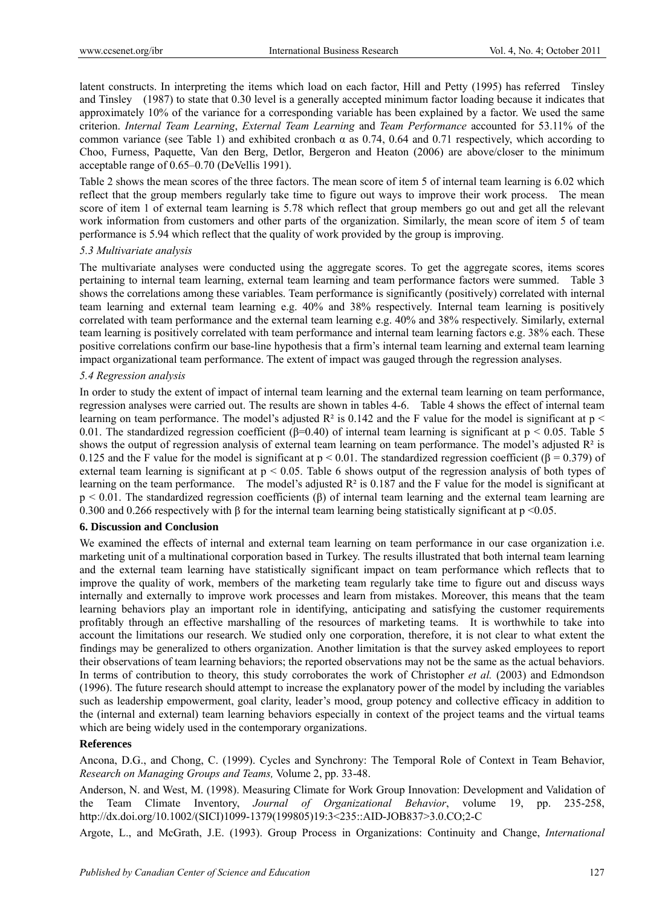latent constructs. In interpreting the items which load on each factor, Hill and Petty (1995) has referred Tinsley and Tinsley (1987) to state that 0.30 level is a generally accepted minimum factor loading because it indicates that approximately 10% of the variance for a corresponding variable has been explained by a factor. We used the same criterion. *Internal Team Learning*, *External Team Learning* and *Team Performance* accounted for 53.11% of the common variance (see Table 1) and exhibited cronbach α as 0.74, 0.64 and 0.71 respectively, which according to Choo, Furness, Paquette, Van den Berg, Detlor, Bergeron and Heaton (2006) are above/closer to the minimum acceptable range of 0.65–0.70 (DeVellis 1991).

Table 2 shows the mean scores of the three factors. The mean score of item 5 of internal team learning is 6.02 which reflect that the group members regularly take time to figure out ways to improve their work process. The mean score of item 1 of external team learning is 5.78 which reflect that group members go out and get all the relevant work information from customers and other parts of the organization. Similarly, the mean score of item 5 of team performance is 5.94 which reflect that the quality of work provided by the group is improving.

### *5.3 Multivariate analysis*

The multivariate analyses were conducted using the aggregate scores. To get the aggregate scores, items scores pertaining to internal team learning, external team learning and team performance factors were summed. Table 3 shows the correlations among these variables. Team performance is significantly (positively) correlated with internal team learning and external team learning e.g. 40% and 38% respectively. Internal team learning is positively correlated with team performance and the external team learning e.g. 40% and 38% respectively. Similarly, external team learning is positively correlated with team performance and internal team learning factors e.g. 38% each. These positive correlations confirm our base-line hypothesis that a firm's internal team learning and external team learning impact organizational team performance. The extent of impact was gauged through the regression analyses.

### *5.4 Regression analysis*

In order to study the extent of impact of internal team learning and the external team learning on team performance, regression analyses were carried out. The results are shown in tables 4-6. Table 4 shows the effect of internal team learning on team performance. The model's adjusted $R^2$ is 0.142 and the F value for the model is significant at $p < 0.01$. The standardized regression coefficient ($\beta$=0.40) of internal team learning is significant at $p < 0.05$. Table 5 shows the output of regression analysis of external team learning on team performance. The model's adjusted $R^2$ is 0.125 and the F value for the model is significant at $p < 0.01$. The standardized regression coefficient ($\beta = 0.379$) of external team learning is significant at $p < 0.05$. Table 6 shows output of the regression analysis of both types of learning on the team performance. The model's adjusted $R^2$ is 0.187 and the F value for the model is significant at $p < 0.01$. The standardized regression coefficients ($\beta$) of internal team learning and the external team learning are 0.300 and 0.266 respectively with $\beta$ for the internal team learning being statistically significant at $p < 0.05$.

## **6. Discussion and Conclusion**

We examined the effects of internal and external team learning on team performance in our case organization i.e. marketing unit of a multinational corporation based in Turkey. The results illustrated that both internal team learning and the external team learning have statistically significant impact on team performance which reflects that to improve the quality of work, members of the marketing team regularly take time to figure out and discuss ways internally and externally to improve work processes and learn from mistakes. Moreover, this means that the team learning behaviors play an important role in identifying, anticipating and satisfying the customer requirements profitably through an effective marshalling of the resources of marketing teams. It is worthwhile to take into account the limitations our research. We studied only one corporation, therefore, it is not clear to what extent the findings may be generalized to others organization. Another limitation is that the survey asked employees to report their observations of team learning behaviors; the reported observations may not be the same as the actual behaviors. In terms of contribution to theory, this study corroborates the work of Christopher *et al.* (2003) and Edmondson (1996). The future research should attempt to increase the explanatory power of the model by including the variables such as leadership empowerment, goal clarity, leader's mood, group potency and collective efficacy in addition to the (internal and external) team learning behaviors especially in context of the project teams and the virtual teams which are being widely used in the contemporary organizations.

## **References**

Ancona, D.G., and Chong, C. (1999). Cycles and Synchrony: The Temporal Role of Context in Team Behavior, *Research on Managing Groups and Teams,* Volume 2, pp. 33-48.

Anderson, N. and West, M. (1998). Measuring Climate for Work Group Innovation: Development and Validation of the Team Climate Inventory, *Journal of Organizational Behavior*, volume 19, pp. 235-258, http://dx.doi.org/10.1002/(SICI)1099-1379(199805)19:3<235::AID-JOB837>3.0.CO;2-C

Argote, L., and McGrath, J.E. (1993). Group Process in Organizations: Continuity and Change, *International*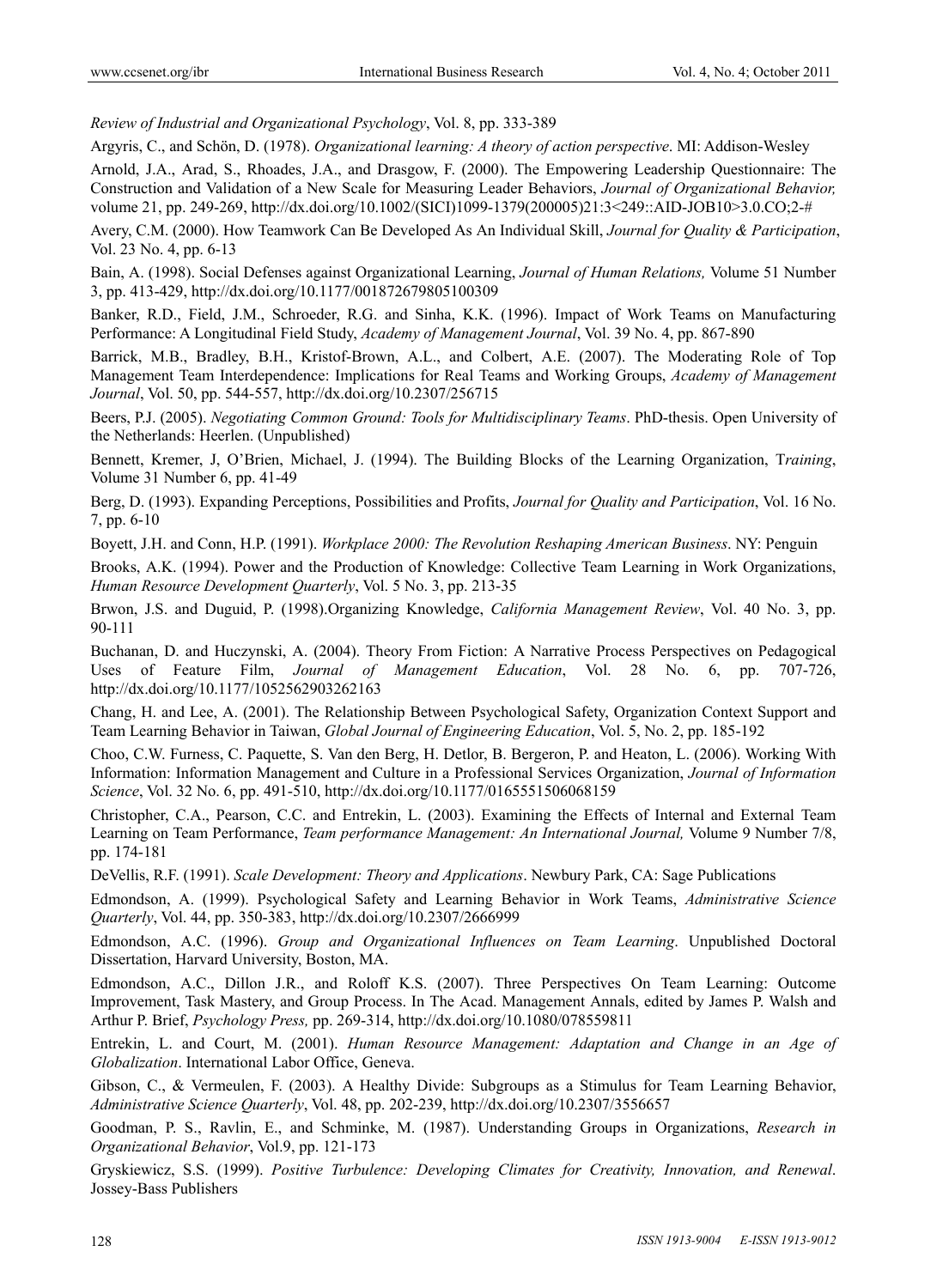*Review of Industrial and Organizational Psychology*, Vol. 8, pp. 333-389

Argyris, C., and Schön, D. (1978). *Organizational learning: A theory of action perspective*. MI: Addison-Wesley

Arnold, J.A., Arad, S., Rhoades, J.A., and Drasgow, F. (2000). The Empowering Leadership Questionnaire: The Construction and Validation of a New Scale for Measuring Leader Behaviors, *Journal of Organizational Behavior,* volume 21, pp. 249-269, http://dx.doi.org/10.1002/(SICI)1099-1379(200005)21:3<249::AID-JOB10>3.0.CO;2-#

Avery, C.M. (2000). How Teamwork Can Be Developed As An Individual Skill, *Journal for Quality & Participation*, Vol. 23 No. 4, pp. 6-13

Bain, A. (1998). Social Defenses against Organizational Learning, *Journal of Human Relations,* Volume 51 Number 3, pp. 413-429, http://dx.doi.org/10.1177/001872679805100309

Banker, R.D., Field, J.M., Schroeder, R.G. and Sinha, K.K. (1996). Impact of Work Teams on Manufacturing Performance: A Longitudinal Field Study, *Academy of Management Journal*, Vol. 39 No. 4, pp. 867-890

Barrick, M.B., Bradley, B.H., Kristof-Brown, A.L., and Colbert, A.E. (2007). The Moderating Role of Top Management Team Interdependence: Implications for Real Teams and Working Groups, *Academy of Management Journal*, Vol. 50, pp. 544-557, http://dx.doi.org/10.2307/256715

Beers, P.J. (2005). *Negotiating Common Ground: Tools for Multidisciplinary Teams*. PhD-thesis. Open University of the Netherlands: Heerlen. (Unpublished)

Bennett, Kremer, J, O'Brien, Michael, J. (1994). The Building Blocks of the Learning Organization, T*raining*, Volume 31 Number 6, pp. 41-49

Berg, D. (1993). Expanding Perceptions, Possibilities and Profits, *Journal for Quality and Participation*, Vol. 16 No. 7, pp. 6-10

Boyett, J.H. and Conn, H.P. (1991). *Workplace 2000: The Revolution Reshaping American Business*. NY: Penguin

Brooks, A.K. (1994). Power and the Production of Knowledge: Collective Team Learning in Work Organizations, *Human Resource Development Quarterly*, Vol. 5 No. 3, pp. 213-35

Brwon, J.S. and Duguid, P. (1998).Organizing Knowledge, *California Management Review*, Vol. 40 No. 3, pp. 90-111

Buchanan, D. and Huczynski, A. (2004). Theory From Fiction: A Narrative Process Perspectives on Pedagogical Uses of Feature Film, *Journal of Management Education*, Vol. 28 No. 6, pp. 707-726, http://dx.doi.org/10.1177/1052562903262163

Chang, H. and Lee, A. (2001). The Relationship Between Psychological Safety, Organization Context Support and Team Learning Behavior in Taiwan, *Global Journal of Engineering Education*, Vol. 5, No. 2, pp. 185-192

Choo, C.W. Furness, C. Paquette, S. Van den Berg, H. Detlor, B. Bergeron, P. and Heaton, L. (2006). Working With Information: Information Management and Culture in a Professional Services Organization, *Journal of Information Science*, Vol. 32 No. 6, pp. 491-510, http://dx.doi.org/10.1177/0165551506068159

Christopher, C.A., Pearson, C.C. and Entrekin, L. (2003). Examining the Effects of Internal and External Team Learning on Team Performance, *Team performance Management: An International Journal,* Volume 9 Number 7/8, pp. 174-181

DeVellis, R.F. (1991). *Scale Development: Theory and Applications*. Newbury Park, CA: Sage Publications

Edmondson, A. (1999). Psychological Safety and Learning Behavior in Work Teams, *Administrative Science Quarterly*, Vol. 44, pp. 350-383, http://dx.doi.org/10.2307/2666999

Edmondson, A.C. (1996). *Group and Organizational Influences on Team Learning*. Unpublished Doctoral Dissertation, Harvard University, Boston, MA.

Edmondson, A.C., Dillon J.R., and Roloff K.S. (2007). Three Perspectives On Team Learning: Outcome Improvement, Task Mastery, and Group Process. In The Acad. Management Annals, edited by James P. Walsh and Arthur P. Brief, *Psychology Press,* pp. 269-314, http://dx.doi.org/10.1080/078559811

Entrekin, L. and Court, M. (2001). *Human Resource Management: Adaptation and Change in an Age of Globalization*. International Labor Office, Geneva.

Gibson, C., & Vermeulen, F. (2003). A Healthy Divide: Subgroups as a Stimulus for Team Learning Behavior, *Administrative Science Quarterly*, Vol. 48, pp. 202-239, http://dx.doi.org/10.2307/3556657

Goodman, P. S., Ravlin, E., and Schminke, M. (1987). Understanding Groups in Organizations, *Research in Organizational Behavior*, Vol.9, pp. 121-173

Gryskiewicz, S.S. (1999). *Positive Turbulence: Developing Climates for Creativity, Innovation, and Renewal*. Jossey-Bass Publishers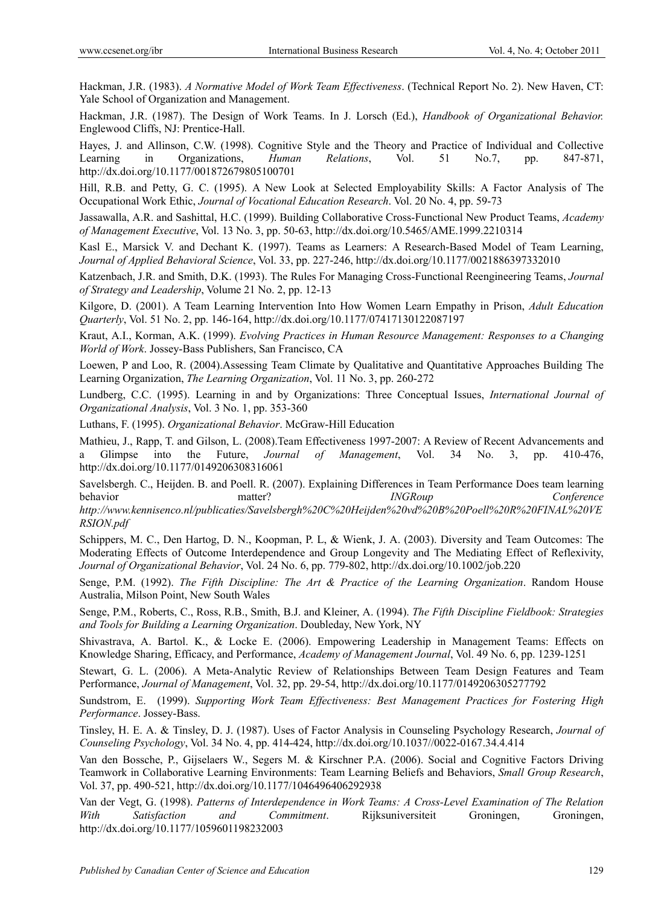Hackman, J.R. (1983). *A Normative Model of Work Team Effectiveness*. (Technical Report No. 2). New Haven, CT: Yale School of Organization and Management.

Hackman, J.R. (1987). The Design of Work Teams. In J. Lorsch (Ed.), *Handbook of Organizational Behavior.* Englewood Cliffs, NJ: Prentice-Hall.

Hayes, J. and Allinson, C.W. (1998). Cognitive Style and the Theory and Practice of Individual and Collective Learning in Organizations, *Human Relations*, Vol. 51 No.7, pp. 847-871, http://dx.doi.org/10.1177/001872679805100701

Hill, R.B. and Petty, G. C. (1995). A New Look at Selected Employability Skills: A Factor Analysis of The Occupational Work Ethic, *Journal of Vocational Education Research*. Vol. 20 No. 4, pp. 59-73

Jassawalla, A.R. and Sashittal, H.C. (1999). Building Collaborative Cross-Functional New Product Teams, *Academy of Management Executive*, Vol. 13 No. 3, pp. 50-63, http://dx.doi.org/10.5465/AME.1999.2210314

Kasl E., Marsick V. and Dechant K. (1997). Teams as Learners: A Research-Based Model of Team Learning, *Journal of Applied Behavioral Science*, Vol. 33, pp. 227-246, http://dx.doi.org/10.1177/0021886397332010

Katzenbach, J.R. and Smith, D.K. (1993). The Rules For Managing Cross-Functional Reengineering Teams, *Journal of Strategy and Leadership*, Volume 21 No. 2, pp. 12-13

Kilgore, D. (2001). A Team Learning Intervention Into How Women Learn Empathy in Prison, *Adult Education Quarterly*, Vol. 51 No. 2, pp. 146-164, http://dx.doi.org/10.1177/07417130122087197

Kraut, A.I., Korman, A.K. (1999). *Evolving Practices in Human Resource Management: Responses to a Changing World of Work*. Jossey-Bass Publishers, San Francisco, CA

Loewen, P and Loo, R. (2004).Assessing Team Climate by Qualitative and Quantitative Approaches Building The Learning Organization, *The Learning Organization*, Vol. 11 No. 3, pp. 260-272

Lundberg, C.C. (1995). Learning in and by Organizations: Three Conceptual Issues, *International Journal of Organizational Analysis*, Vol. 3 No. 1, pp. 353-360

Luthans, F. (1995). *Organizational Behavior*. McGraw-Hill Education

Mathieu, J., Rapp, T. and Gilson, L. (2008).Team Effectiveness 1997-2007: A Review of Recent Advancements and a Glimpse into the Future, *Journal of Management*, Vol. 34 No. 3, pp. 410-476, http://dx.doi.org/10.1177/0149206308316061

Savelsbergh. C., Heijden. B. and Poell. R. (2007). Explaining Differences in Team Performance Does team learning behavior matter? *INGRoup Conference* *http://www.kennisenco.nl/publicaties/Savelsbergh%20C%20Heijden%20vd%20B%20Poell%20R%20FINAL%20VERSION.pdf*

Schippers, M. C., Den Hartog, D. N., Koopman, P. L, & Wienk, J. A. (2003). Diversity and Team Outcomes: The Moderating Effects of Outcome Interdependence and Group Longevity and The Mediating Effect of Reflexivity, *Journal of Organizational Behavior*, Vol. 24 No. 6, pp. 779-802, http://dx.doi.org/10.1002/job.220

Senge, P.M. (1992). *The Fifth Discipline: The Art & Practice of the Learning Organization*. Random House Australia, Milson Point, New South Wales

Senge, P.M., Roberts, C., Ross, R.B., Smith, B.J. and Kleiner, A. (1994). *The Fifth Discipline Fieldbook: Strategies and Tools for Building a Learning Organization*. Doubleday, New York, NY

Shivastrava, A. Bartol. K., & Locke E. (2006). Empowering Leadership in Management Teams: Effects on Knowledge Sharing, Efficacy, and Performance, *Academy of Management Journal*, Vol. 49 No. 6, pp. 1239-1251

Stewart, G. L. (2006). A Meta-Analytic Review of Relationships Between Team Design Features and Team Performance, *Journal of Management*, Vol. 32, pp. 29-54, http://dx.doi.org/10.1177/0149206305277792

Sundstrom, E. (1999). *Supporting Work Team Effectiveness: Best Management Practices for Fostering High Performance*. Jossey-Bass.

Tinsley, H. E. A. & Tinsley, D. J. (1987). Uses of Factor Analysis in Counseling Psychology Research, *Journal of Counseling Psychology*, Vol. 34 No. 4, pp. 414-424, http://dx.doi.org/10.1037//0022-0167.34.4.414

Van den Bossche, P., Gijselaers W., Segers M. & Kirschner P.A. (2006). Social and Cognitive Factors Driving Teamwork in Collaborative Learning Environments: Team Learning Beliefs and Behaviors, *Small Group Research*, Vol. 37, pp. 490-521, http://dx.doi.org/10.1177/1046496406292938

Van der Vegt, G. (1998). *Patterns of Interdependence in Work Teams: A Cross-Level Examination of The Relation With Satisfaction and Commitment*. Rijksuniversiteit Groningen, Groningen, http://dx.doi.org/10.1177/1059601198232003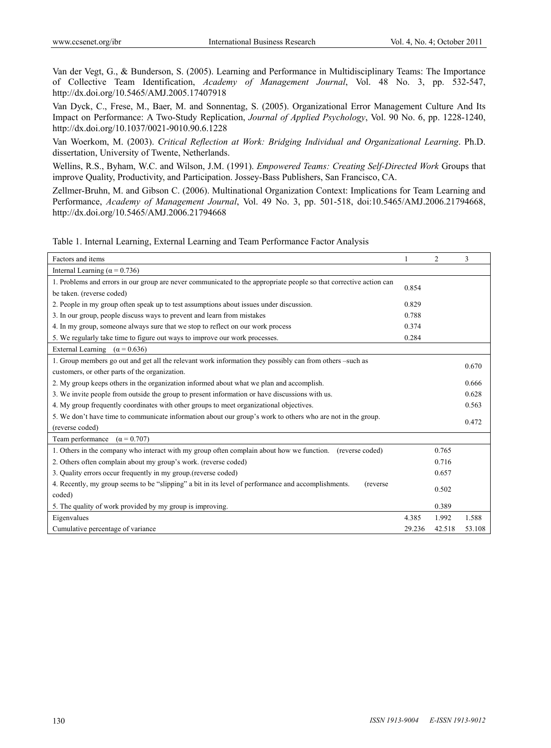Van der Vegt, G., & Bunderson, S. (2005). Learning and Performance in Multidisciplinary Teams: The Importance of Collective Team Identification, *Academy of Management Journal*, Vol. 48 No. 3, pp. 532-547, http://dx.doi.org/10.5465/AMJ.2005.17407918

Van Dyck, C., Frese, M., Baer, M. and Sonnentag, S. (2005). Organizational Error Management Culture And Its Impact on Performance: A Two-Study Replication, *Journal of Applied Psychology*, Vol. 90 No. 6, pp. 1228-1240, http://dx.doi.org/10.1037/0021-9010.90.6.1228

Van Woerkom, M. (2003). *Critical Reflection at Work: Bridging Individual and Organizational Learning*. Ph.D. dissertation, University of Twente, Netherlands.

Wellins, R.S., Byham, W.C. and Wilson, J.M. (1991). *Empowered Teams: Creating Self-Directed Work* Groups that improve Quality, Productivity, and Participation. Jossey-Bass Publishers, San Francisco, CA.

Zellmer-Bruhn, M. and Gibson C. (2006). Multinational Organization Context: Implications for Team Learning and Performance, *Academy of Management Journal*, Vol. 49 No. 3, pp. 501-518, doi:10.5465/AMJ.2006.21794668, http://dx.doi.org/10.5465/AMJ.2006.21794668

Table 1. Internal Learning, External Learning and Team Performance Factor Analysis

| Factors and items | 1 | 2 | 3 |
|---|---|---|---|
| Internal Learning ($\alpha = 0.736$) | | | |
| 1. Problems and errors in our group are never communicated to the appropriate people so that corrective action can be taken. (reverse coded) | 0.854 | | |
| 2. People in my group often speak up to test assumptions about issues under discussion. | 0.829 | | |
| 3. In our group, people discuss ways to prevent and learn from mistakes | 0.788 | | |
| 4. In my group, someone always sure that we stop to reflect on our work process | 0.374 | | |
| 5. We regularly take time to figure out ways to improve our work processes. | 0.284 | | |
| External Learning ($\alpha = 0.636$) | | | |
| 1. Group members go out and get all the relevant work information they possibly can from others –such as customers, or other parts of the organization. | | | 0.670 |
| 2. My group keeps others in the organization informed about what we plan and accomplish. | | | 0.666 |
| 3. We invite people from outside the group to present information or have discussions with us. | | | 0.628 |
| 4. My group frequently coordinates with other groups to meet organizational objectives. | | | 0.563 |
| 5. We don't have time to communicate information about our group's work to others who are not in the group. (reverse coded) | | | 0.472 |
| Team performance ($\alpha = 0.707$) | | | |
| 1. Others in the company who interact with my group often complain about how we function. (reverse coded) | | 0.765 | |
| 2. Others often complain about my group's work. (reverse coded) | | 0.716 | |
| 3. Quality errors occur frequently in my group.(reverse coded) | | 0.657 | |
| 4. Recently, my group seems to be "slipping" a bit in its level of performance and accomplishments. (reverse coded) | | 0.502 | |
| 5. The quality of work provided by my group is improving. | | 0.389 | |
| Eigenvalues | 4.385 | 1.992 | 1.588 |
| Cumulative percentage of variance | 29.236 | 42.518 | 53.108 |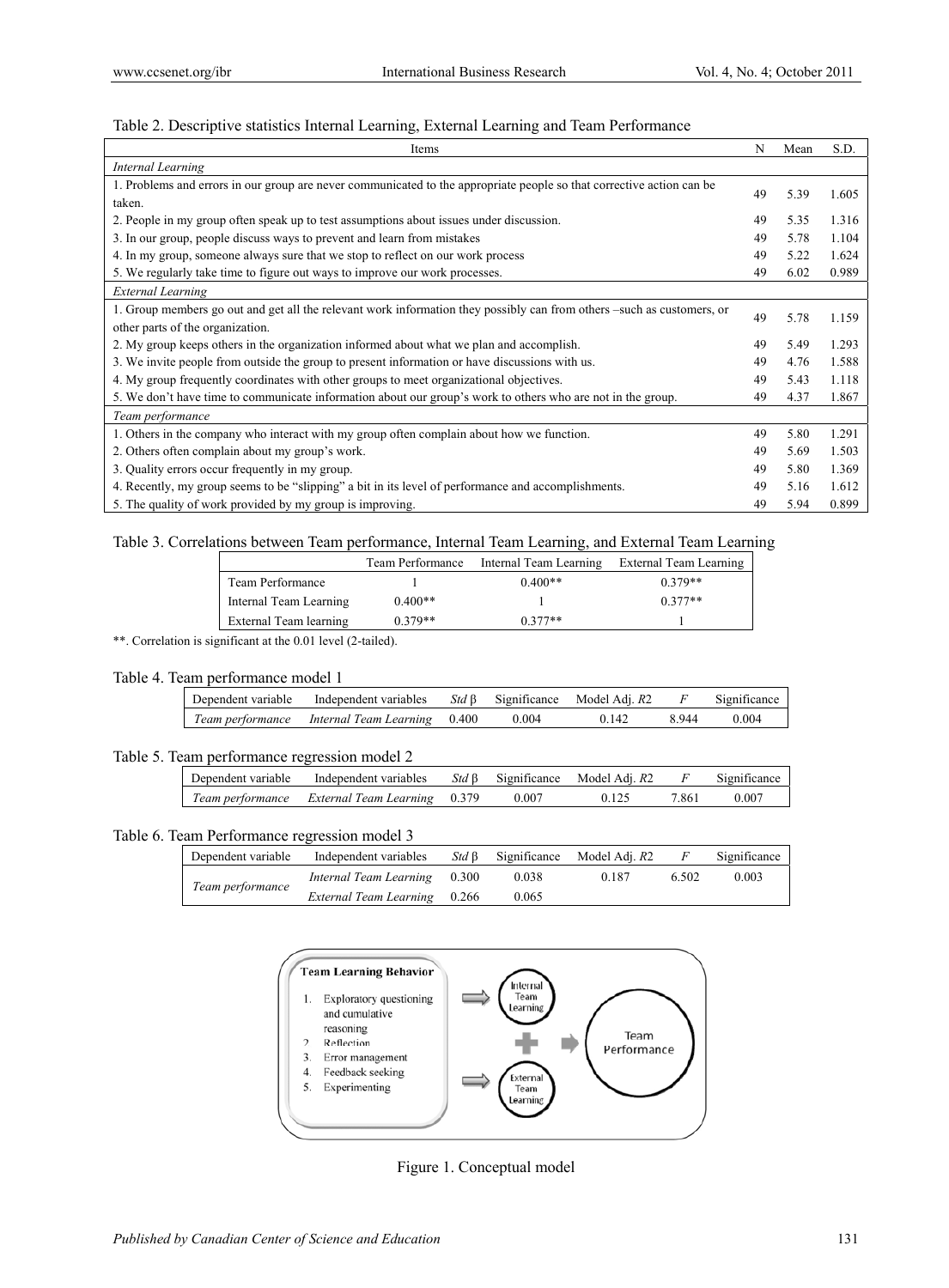Table 2. Descriptive statistics Internal Learning, External Learning and Team Performance

| Items | N | Mean | S.D. |
|---|---|---|---|
| *Internal Learning* | | | |
| 1. Problems and errors in our group are never communicated to the appropriate people so that corrective action can be taken. | 49 | 5.39 | 1.605 |
| 2. People in my group often speak up to test assumptions about issues under discussion. | 49 | 5.35 | 1.316 |
| 3. In our group, people discuss ways to prevent and learn from mistakes | 49 | 5.78 | 1.104 |
| 4. In my group, someone always sure that we stop to reflect on our work process | 49 | 5.22 | 1.624 |
| 5. We regularly take time to figure out ways to improve our work processes. | 49 | 6.02 | 0.989 |
| *External Learning* | | | |
| 1. Group members go out and get all the relevant work information they possibly can from others –such as customers, or other parts of the organization. | 49 | 5.78 | 1.159 |
| 2. My group keeps others in the organization informed about what we plan and accomplish. | 49 | 5.49 | 1.293 |
| 3. We invite people from outside the group to present information or have discussions with us. | 49 | 4.76 | 1.588 |
| 4. My group frequently coordinates with other groups to meet organizational objectives. | 49 | 5.43 | 1.118 |
| 5. We don't have time to communicate information about our group's work to others who are not in the group. | 49 | 4.37 | 1.867 |
| *Team performance* | | | |
| 1. Others in the company who interact with my group often complain about how we function. | 49 | 5.80 | 1.291 |
| 2. Others often complain about my group's work. | 49 | 5.69 | 1.503 |
| 3. Quality errors occur frequently in my group. | 49 | 5.80 | 1.369 |
| 4. Recently, my group seems to be "slipping" a bit in its level of performance and accomplishments. | 49 | 5.16 | 1.612 |
| 5. The quality of work provided by my group is improving. | 49 | 5.94 | 0.899 |

Table 3. Correlations between Team performance, Internal Team Learning, and External Team Learning

| | Team Performance | Internal Team Learning | External Team Learning |
|---|---|---|---|
| Team Performance | 1 | 0.400** | 0.379** |
| Internal Team Learning | 0.400** | 1 | 0.377** |
| External Team learning | 0.379** | 0.377** | 1 |

**. Correlation is significant at the 0.01 level (2-tailed).

Table 4. Team performance model 1

| Dependent variable | Independent variables | *Std* β | Significance | Model Adj. $R2$ | $F$ | Significance |
|---|---|---|---|---|---|---|
| *Team performance* | *Internal Team Learning* | 0.400 | 0.004 | 0.142 | 8.944 | 0.004 |

Table 5. Team performance regression model 2

| Dependent variable | Independent variables | *Std* β | Significance | Model Adj. $R2$ | $F$ | Significance |
|---|---|---|---|---|---|---|
| *Team performance* | *External Team Learning* | 0.379 | 0.007 | 0.125 | 7.861 | 0.007 |

Table 6. Team Performance regression model 3

| Dependent variable | Independent variables | *Std* β | Significance | Model Adj. $R2$ | $F$ | Significance |
|---|---|---|---|---|---|---|
| *Team performance* | *Internal Team Learning* | 0.300 | 0.038 | 0.187 | 6.502 | 0.003 |
| | *External Team Learning* | 0.266 | 0.065 | | | |

Team Learning Behavior

1. Exploratory questioning and cumulative reasoning
2. Reflection
3. Error management
4. Feedback seeking
5. Experimenting

Internal Team Learning

External Team Learning

Team Performance

Figure 1. Conceptual model